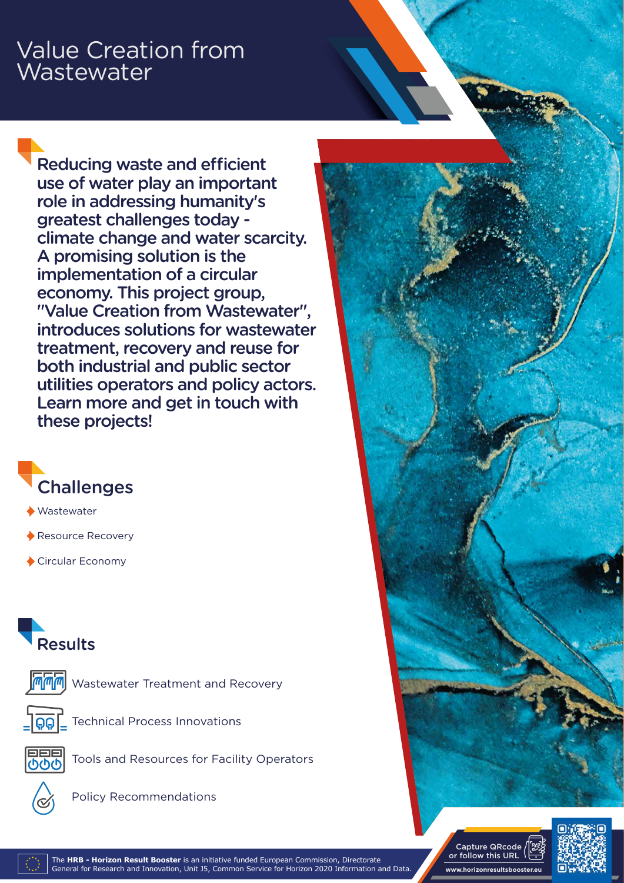# Value Creation from Wastewater

**Reducing waste and efficient use of water play an important role in addressing humanity's greatest challenges today - climate change and water scarcity. A promising solution is the implementation of a circular economy. This project group, "Value Creation from Wastewater", introduces solutions for wastewater treatment, recovery and reuse for both industrial and public sector utilities operators and policy actors. Learn more and get in touch with these projects!**

## Challenges

- Wastewater
- Resource Recovery
- Circular Economy

## Results

- Wastewater Treatment and Recovery
- Technical Process Innovations
- Tools and Resources for Facility Operators
- Policy Recommendations

The **HRB - Horizon Result Booster** is an initiative funded European Commission, Directorate General for Research and Innovation, Unit J5, Common Service for Horizon 2020 Information and Data.

Capture QRcode or follow this URL

www.horizonresultsbooster.eu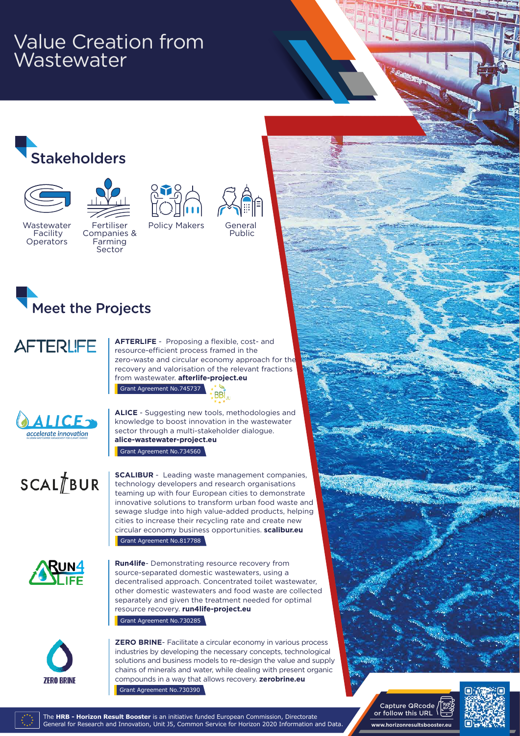# Value Creation from Wastewater

## Stakeholders

Wastewater Facility Operators

Fertiliser Companies & Farming Sector

Policy Makers

General Public

## Meet the Projects

**AFTERLIFE** - Proposing a flexible, cost- and resource-efficient process framed in the zero-waste and circular economy approach for the recovery and valorisation of the relevant fractions from wastewater. **afterlife-project.eu**

Grant Agreement No.745737

**ALICE** - Suggesting new tools, methodologies and knowledge to boost innovation in the wastewater sector through a multi-stakeholder dialogue. **alice-wastewater-project.eu**

Grant Agreement No.734560

**SCALIBUR** - Leading waste management companies, technology developers and research organisations teaming up with four European cities to demonstrate innovative solutions to transform urban food waste and sewage sludge into high value-added products, helping cities to increase their recycling rate and create new circular economy business opportunities. **scalibur.eu**

Grant Agreement No.817788

**Run4life**- Demonstrating resource recovery from source-separated domestic wastewaters, using a decentralised approach. Concentrated toilet wastewater, other domestic wastewaters and food waste are collected separately and given the treatment needed for optimal resource recovery. **run4life-project.eu**

Grant Agreement No.730285

**ZERO BRINE**- Facilitate a circular economy in various process industries by developing the necessary concepts, technological solutions and business models to re-design the value and supply chains of minerals and water, while dealing with present organic compounds in a way that allows recovery. **zerobrine.eu**

Grant Agreement No.730390

The **HRB - Horizon Result Booster** is an initiative funded European Commission, Directorate General for Research and Innovation, Unit J5, Common Service for Horizon 2020 Information and Data.

Capture QRcode or follow this URL

**www.horizonresultsbooster.eu**